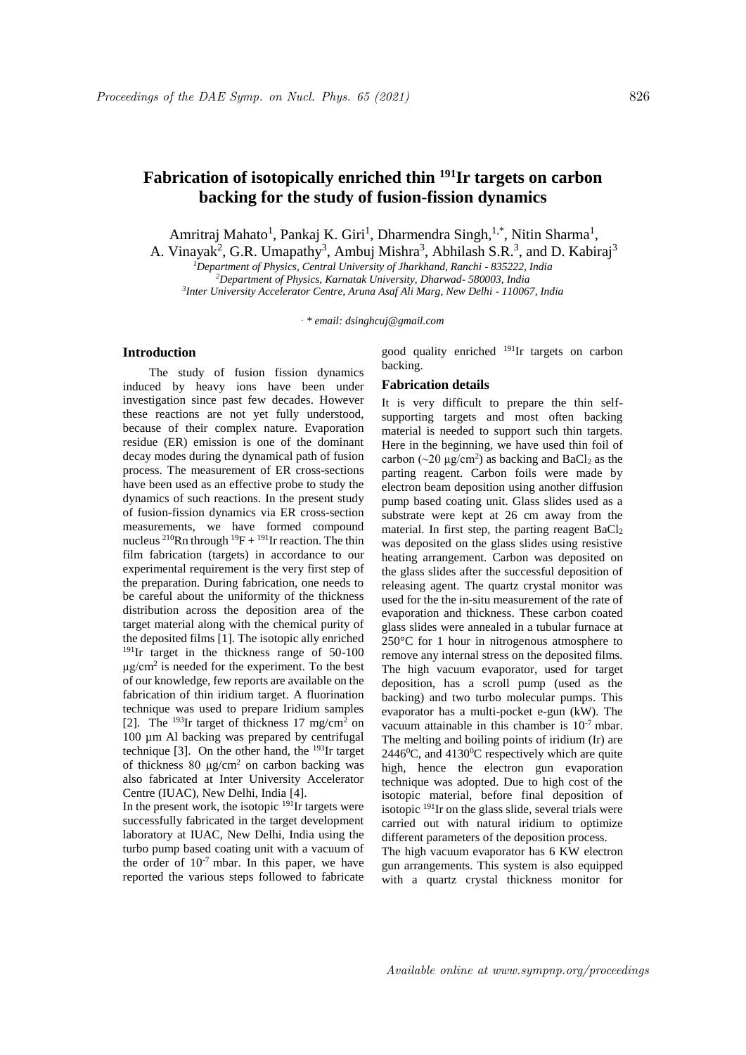# Fabrication of isotopically enriched thin $^{191}$Ir targets on carbon backing for the study of fusion-fission dynamics

Amritraj Mahato[1], Pankaj K. Giri[1], Dharmendra Singh,[1,*], Nitin Sharma[1], A. Vinayak[2], G.R. Umapathy[3], Ambuj Mishra[3], Abhilash S.R.[3], and D. Kabiraj[3]

[1]*Department of Physics, Central University of Jharkhand, Ranchi - 835222, India*
[2]*Department of Physics, Karnatak University, Dharwad- 580003, India*
[3]*Inter University Accelerator Centre, Aruna Asaf Ali Marg, New Delhi - 110067, India*

*\* email: dsinghcuj@gmail.com*

## Introduction

The study of fusion fission dynamics induced by heavy ions have been under investigation since past few decades. However these reactions are not yet fully understood, because of their complex nature. Evaporation residue (ER) emission is one of the dominant decay modes during the dynamical path of fusion process. The measurement of ER cross-sections have been used as an effective probe to study the dynamics of such reactions. In the present study of fusion-fission dynamics via ER cross-section measurements, we have formed compound nucleus $^{210}$Rn through $^{19}$F + $^{191}$Ir reaction. The thin film fabrication (targets) in accordance to our experimental requirement is the very first step of the preparation. During fabrication, one needs to be careful about the uniformity of the thickness distribution across the deposition area of the target material along with the chemical purity of the deposited films [1]. The isotopic ally enriched $^{191}$Ir target in the thickness range of 50-100 μg/cm$^2$ is needed for the experiment. To the best of our knowledge, few reports are available on the fabrication of thin iridium target. A fluorination technique was used to prepare Iridium samples [2]. The $^{193}$Ir target of thickness 17 mg/cm$^2$ on 100 μm Al backing was prepared by centrifugal technique [3]. On the other hand, the $^{193}$Ir target of thickness 80 μg/cm$^2$ on carbon backing was also fabricated at Inter University Accelerator Centre (IUAC), New Delhi, India [4].

In the present work, the isotopic $^{191}$Ir targets were successfully fabricated in the target development laboratory at IUAC, New Delhi, India using the turbo pump based coating unit with a vacuum of the order of $10^{-7}$ mbar. In this paper, we have reported the various steps followed to fabricate good quality enriched $^{191}$Ir targets on carbon backing.

## Fabrication details

It is very difficult to prepare the thin self-supporting targets and most often backing material is needed to support such thin targets. Here in the beginning, we have used thin foil of carbon (~20 μg/cm$^2$) as backing and $BaCl_2$ as the parting reagent. Carbon foils were made by electron beam deposition using another diffusion pump based coating unit. Glass slides used as a substrate were kept at 26 cm away from the material. In first step, the parting reagent $BaCl_2$ was deposited on the glass slides using resistive heating arrangement. Carbon was deposited on the glass slides after the successful deposition of releasing agent. The quartz crystal monitor was used for the the in-situ measurement of the rate of evaporation and thickness. These carbon coated glass slides were annealed in a tubular furnace at 250°C for 1 hour in nitrogenous atmosphere to remove any internal stress on the deposited films. The high vacuum evaporator, used for target deposition, has a scroll pump (used as the backing) and two turbo molecular pumps. This evaporator has a multi-pocket e-gun (kW). The vacuum attainable in this chamber is $10^{-7}$ mbar. The melting and boiling points of iridium (Ir) are 2446$^0$C, and 4130$^0$C respectively which are quite high, hence the electron gun evaporation technique was adopted. Due to high cost of the isotopic material, before final deposition of isotopic $^{191}$Ir on the glass slide, several trials were carried out with natural iridium to optimize different parameters of the deposition process.

The high vacuum evaporator has 6 KW electron gun arrangements. This system is also equipped with a quartz crystal thickness monitor for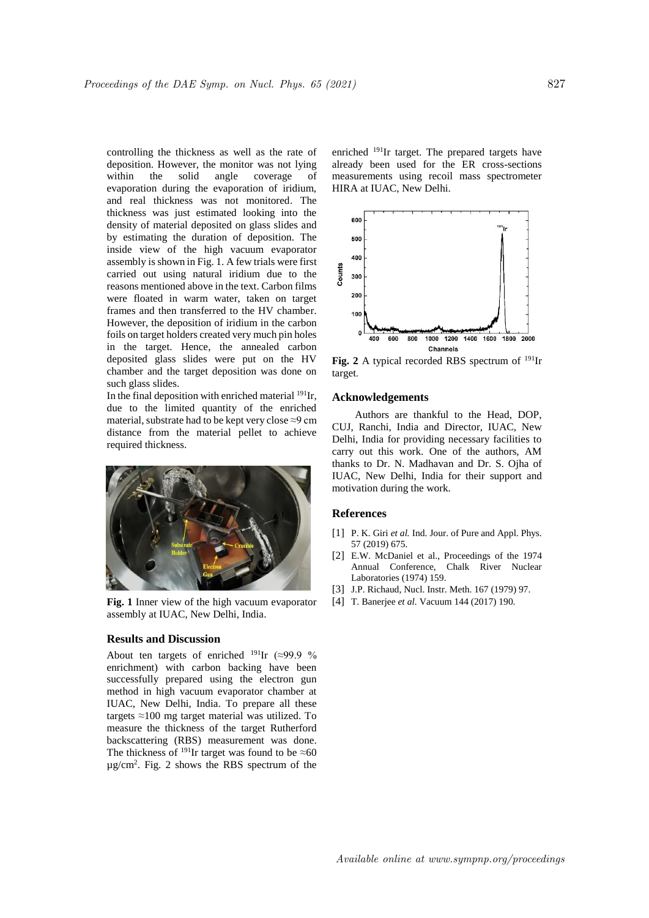controlling the thickness as well as the rate of deposition. However, the monitor was not lying within the solid angle coverage of evaporation during the evaporation of iridium, and real thickness was not monitored. The thickness was just estimated looking into the density of material deposited on glass slides and by estimating the duration of deposition. The inside view of the high vacuum evaporator assembly is shown in Fig. 1. A few trials were first carried out using natural iridium due to the reasons mentioned above in the text. Carbon films were floated in warm water, taken on target frames and then transferred to the HV chamber. However, the deposition of iridium in the carbon foils on target holders created very much pin holes in the target. Hence, the annealed carbon deposited glass slides were put on the HV chamber and the target deposition was done on such glass slides.

In the final deposition with enriched material $^{191}$Ir, due to the limited quantity of the enriched material, substrate had to be kept very close ≈9 cm distance from the material pellet to achieve required thickness.

Substrate Holder
Crucible
Electron Gun

**Fig. 1** Inner view of the high vacuum evaporator assembly at IUAC, New Delhi, India.

## Results and Discussion

About ten targets of enriched $^{191}$Ir (≈99.9 % enrichment) with carbon backing have been successfully prepared using the electron gun method in high vacuum evaporator chamber at IUAC, New Delhi, India. To prepare all these targets ≈100 mg target material was utilized. To measure the thickness of the target Rutherford backscattering (RBS) measurement was done. The thickness of $^{191}$Ir target was found to be ≈60 μg/cm$^2$. Fig. 2 shows the RBS spectrum of the enriched $^{191}$Ir target. The prepared targets have already been used for the ER cross-sections measurements using recoil mass spectrometer HIRA at IUAC, New Delhi.

Counts
Channels
$^{191}$Ir
0
100
200
300
400
500
600
400 600 800 1000 1200 1400 1600 1800 2000

**Fig. 2** A typical recorded RBS spectrum of $^{191}$Ir target.

## Acknowledgements

Authors are thankful to the Head, DOP, CUJ, Ranchi, India and Director, IUAC, New Delhi, India for providing necessary facilities to carry out this work. One of the authors, AM thanks to Dr. N. Madhavan and Dr. S. Ojha of IUAC, New Delhi, India for their support and motivation during the work.

## References

[1] P. K. Giri *et al.* Ind. Jour. of Pure and Appl. Phys. 57 (2019) 675.

[2] E.W. McDaniel et al., Proceedings of the 1974 Annual Conference, Chalk River Nuclear Laboratories (1974) 159.

[3] J.P. Richaud, Nucl. Instr. Meth. 167 (1979) 97.

[4] T. Banerjee *et al.* Vacuum 144 (2017) 190.